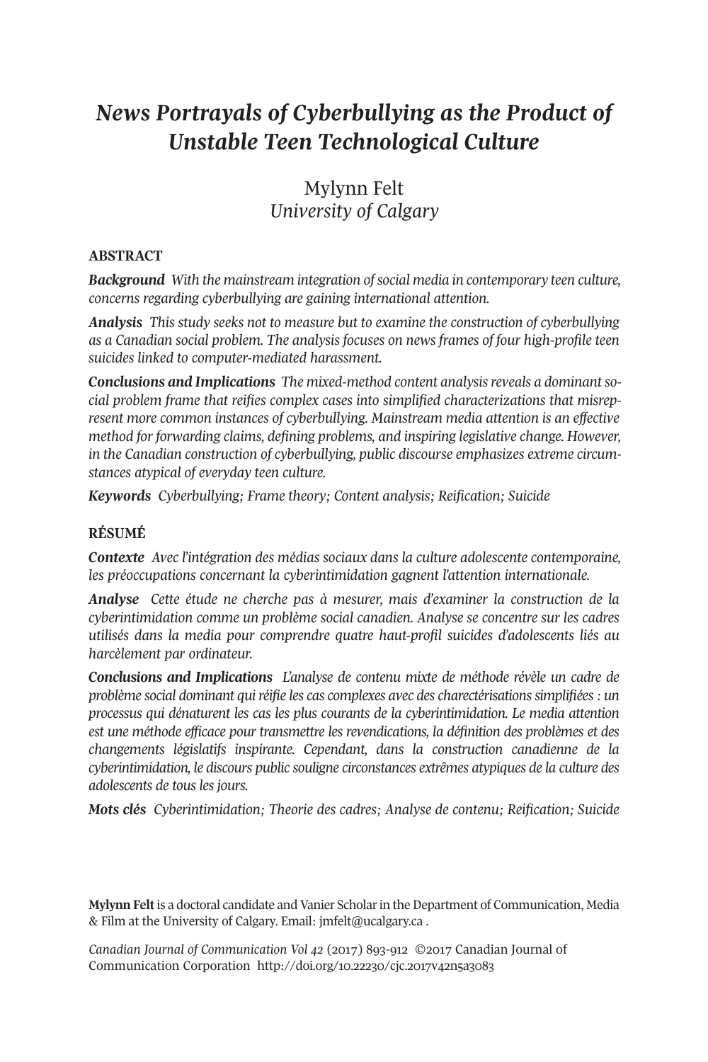# *News Portrayals of Cyberbullying as the Product of Unstable Teen Technological Culture*

Mylynn Felt
*University of Calgary*

## ABSTRACT

***Background*** *With the mainstream integration of social media in contemporary teen culture, concerns regarding cyberbullying are gaining international attention.*

***Analysis*** *This study seeks not to measure but to examine the construction of cyberbullying as a Canadian social problem. The analysis focuses on news frames of four high-profile teen suicides linked to computer-mediated harassment.*

***Conclusions and Implications*** *The mixed-method content analysis reveals a dominant social problem frame that reifies complex cases into simplified characterizations that misrepresent more common instances of cyberbullying. Mainstream media attention is an effective method for forwarding claims, defining problems, and inspiring legislative change. However, in the Canadian construction of cyberbullying, public discourse emphasizes extreme circumstances atypical of everyday teen culture.*

***Keywords*** *Cyberbullying; Frame theory; Content analysis; Reification; Suicide*

## RÉSUMÉ

***Contexte*** *Avec l'intégration des médias sociaux dans la culture adolescente contemporaine, les préoccupations concernant la cyberintimidation gagnent l'attention internationale.*

***Analyse*** *Cette étude ne cherche pas à mesurer, mais d'examiner la construction de la cyberintimidation comme un problème social canadien. Analyse se concentre sur les cadres utilisés dans la media pour comprendre quatre haut-profil suicides d'adolescents liés au harcèlement par ordinateur.*

***Conclusions and Implications*** *L'analyse de contenu mixte de méthode révèle un cadre de problème social dominant qui réifie les cas complexes avec des charectérisations simplifiées : un processus qui dénaturent les cas les plus courants de la cyberintimidation. Le media attention est une méthode efficace pour transmettre les revendications, la définition des problèmes et des changements législatifs inspirante. Cependant, dans la construction canadienne de la cyberintimidation, le discours public souligne circonstances extrêmes atypiques de la culture des adolescents de tous les jours.*

***Mots clés*** *Cyberintimidation; Theorie des cadres; Analyse de contenu; Reification; Suicide*

**Mylynn Felt** is a doctoral candidate and Vanier Scholar in the Department of Communication, Media & Film at the University of Calgary. Email: jmfelt@ucalgary.ca .

*Canadian Journal of Communication Vol 42* (2017) 893-912 ©2017 Canadian Journal of Communication Corporation http://doi.org/10.22230/cjc.2017v42n5a3083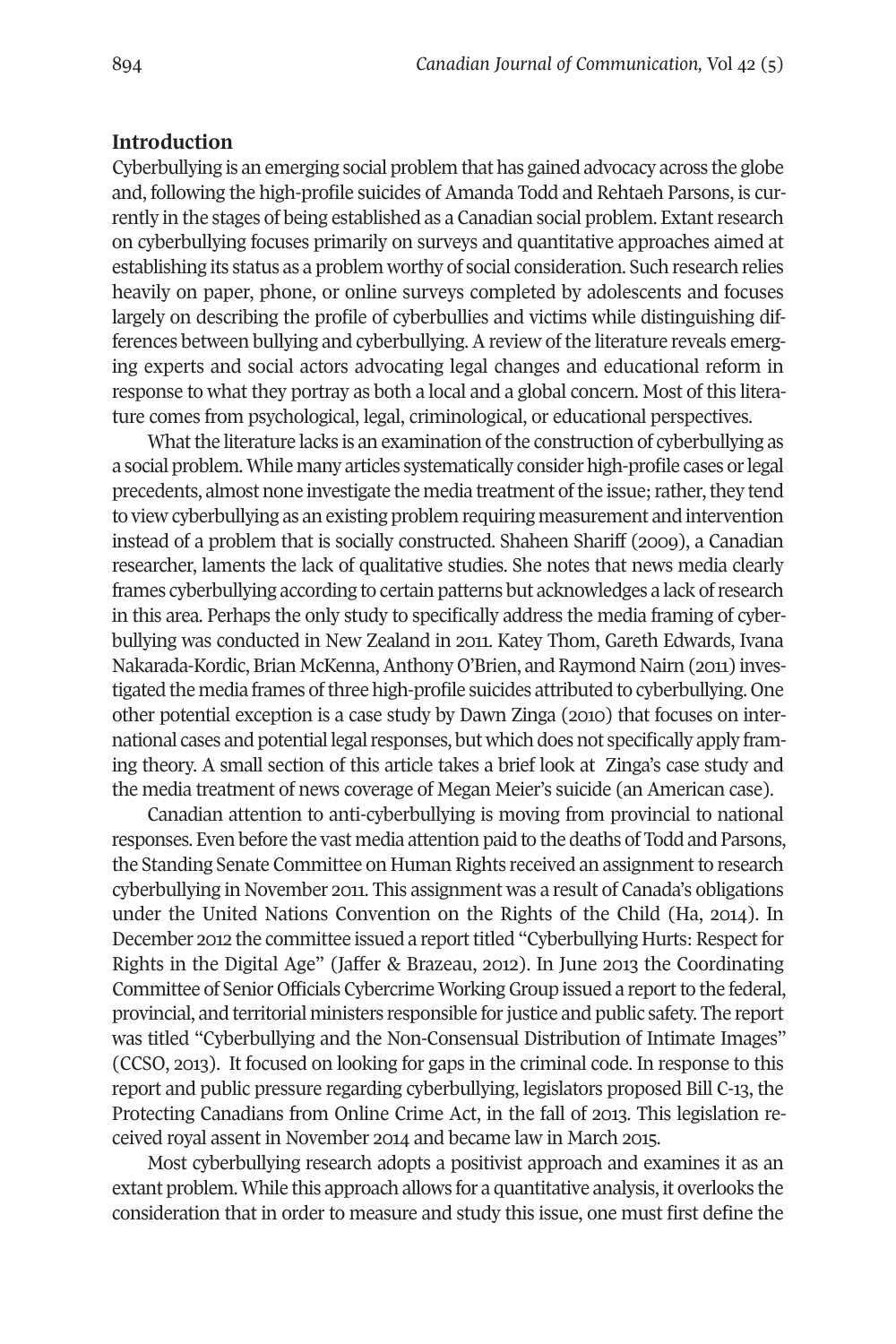## Introduction

Cyberbullying is an emerging social problem that has gained advocacy across the globe and, following the high-profile suicides of Amanda Todd and Rehtaeh Parsons, is currently in the stages of being established as a Canadian social problem. Extant research on cyberbullying focuses primarily on surveys and quantitative approaches aimed at establishing its status as a problem worthy of social consideration. Such research relies heavily on paper, phone, or online surveys completed by adolescents and focuses largely on describing the profile of cyberbullies and victims while distinguishing differences between bullying and cyberbullying. A review of the literature reveals emerging experts and social actors advocating legal changes and educational reform in response to what they portray as both a local and a global concern. Most of this literature comes from psychological, legal, criminological, or educational perspectives.

What the literature lacks is an examination of the construction of cyberbullying as a social problem. While many articles systematically consider high-profile cases or legal precedents, almost none investigate the media treatment of the issue; rather, they tend to view cyberbullying as an existing problem requiring measurement and intervention instead of a problem that is socially constructed. Shaheen Shariff (2009), a Canadian researcher, laments the lack of qualitative studies. She notes that news media clearly frames cyberbullying according to certain patterns but acknowledges a lack of research in this area. Perhaps the only study to specifically address the media framing of cyberbullying was conducted in New Zealand in 2011. Katey Thom, Gareth Edwards, Ivana Nakarada-Kordic, Brian McKenna, Anthony O'Brien, and Raymond Nairn (2011) investigated the media frames of three high-profile suicides attributed to cyberbullying. One other potential exception is a case study by Dawn Zinga (2010) that focuses on international cases and potential legal responses, but which does not specifically apply framing theory. A small section of this article takes a brief look at Zinga's case study and the media treatment of news coverage of Megan Meier's suicide (an American case).

Canadian attention to anti-cyberbullying is moving from provincial to national responses. Even before the vast media attention paid to the deaths of Todd and Parsons, the Standing Senate Committee on Human Rights received an assignment to research cyberbullying in November 2011. This assignment was a result of Canada's obligations under the United Nations Convention on the Rights of the Child (Ha, 2014). In December 2012 the committee issued a report titled "Cyberbullying Hurts: Respect for Rights in the Digital Age" (Jaffer & Brazeau, 2012). In June 2013 the Coordinating Committee of Senior Officials Cybercrime Working Group issued a report to the federal, provincial, and territorial ministers responsible for justice and public safety. The report was titled "Cyberbullying and the Non-Consensual Distribution of Intimate Images" (CCSO, 2013). It focused on looking for gaps in the criminal code. In response to this report and public pressure regarding cyberbullying, legislators proposed Bill C-13, the Protecting Canadians from Online Crime Act, in the fall of 2013. This legislation received royal assent in November 2014 and became law in March 2015.

Most cyberbullying research adopts a positivist approach and examines it as an extant problem. While this approach allows for a quantitative analysis, it overlooks the consideration that in order to measure and study this issue, one must first define the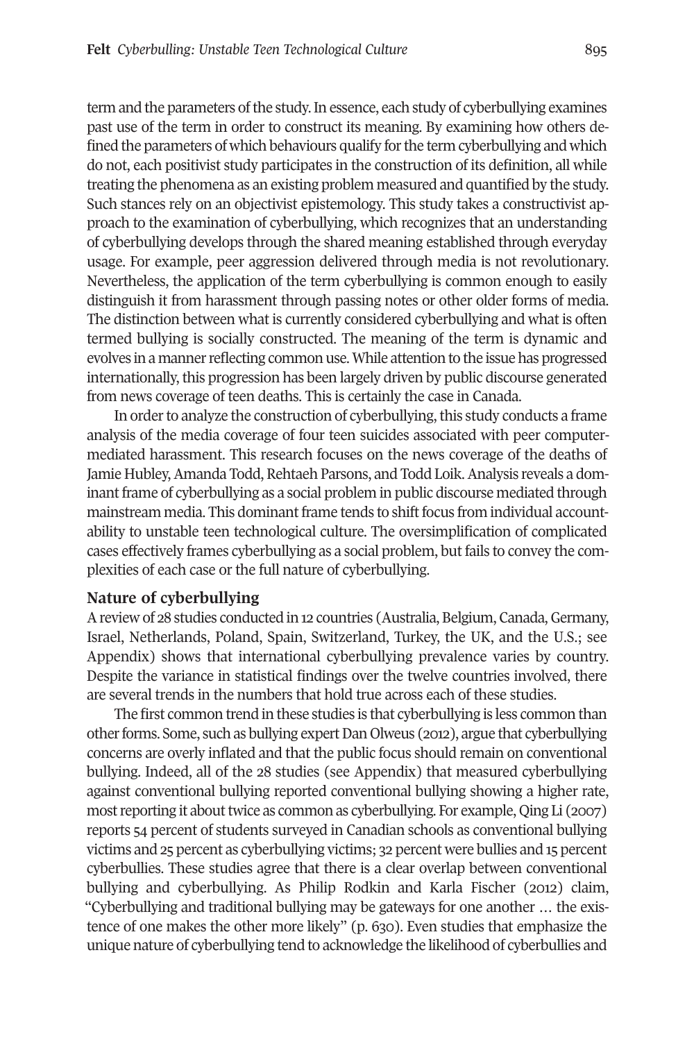term and the parameters of the study. In essence, each study of cyberbullying examines past use of the term in order to construct its meaning. By examining how others defined the parameters of which behaviours qualify for the term cyberbullying and which do not, each positivist study participates in the construction of its definition, all while treating the phenomena as an existing problem measured and quantified by the study. Such stances rely on an objectivist epistemology. This study takes a constructivist approach to the examination of cyberbullying, which recognizes that an understanding of cyberbullying develops through the shared meaning established through everyday usage. For example, peer aggression delivered through media is not revolutionary. Nevertheless, the application of the term cyberbullying is common enough to easily distinguish it from harassment through passing notes or other older forms of media. The distinction between what is currently considered cyberbullying and what is often termed bullying is socially constructed. The meaning of the term is dynamic and evolves in a manner reflecting common use. While attention to the issue has progressed internationally, this progression has been largely driven by public discourse generated from news coverage of teen deaths. This is certainly the case in Canada.

In order to analyze the construction of cyberbullying, this study conducts a frame analysis of the media coverage of four teen suicides associated with peer computer-mediated harassment. This research focuses on the news coverage of the deaths of Jamie Hubley, Amanda Todd, Rehtaeh Parsons, and Todd Loik. Analysis reveals a dominant frame of cyberbullying as a social problem in public discourse mediated through mainstream media. This dominant frame tends to shift focus from individual accountability to unstable teen technological culture. The oversimplification of complicated cases effectively frames cyberbullying as a social problem, but fails to convey the complexities of each case or the full nature of cyberbullying.

## Nature of cyberbullying

A review of 28 studies conducted in 12 countries (Australia, Belgium, Canada, Germany, Israel, Netherlands, Poland, Spain, Switzerland, Turkey, the UK, and the U.S.; see Appendix) shows that international cyberbullying prevalence varies by country. Despite the variance in statistical findings over the twelve countries involved, there are several trends in the numbers that hold true across each of these studies.

The first common trend in these studies is that cyberbullying is less common than other forms. Some, such as bullying expert Dan Olweus (2012), argue that cyberbullying concerns are overly inflated and that the public focus should remain on conventional bullying. Indeed, all of the 28 studies (see Appendix) that measured cyberbullying against conventional bullying reported conventional bullying showing a higher rate, most reporting it about twice as common as cyberbullying. For example, Qing Li (2007) reports 54 percent of students surveyed in Canadian schools as conventional bullying victims and 25 percent as cyberbullying victims; 32 percent were bullies and 15 percent cyberbullies. These studies agree that there is a clear overlap between conventional bullying and cyberbullying. As Philip Rodkin and Karla Fischer (2012) claim, "Cyberbullying and traditional bullying may be gateways for one another … the existence of one makes the other more likely" (p. 630). Even studies that emphasize the unique nature of cyberbullying tend to acknowledge the likelihood of cyberbullies and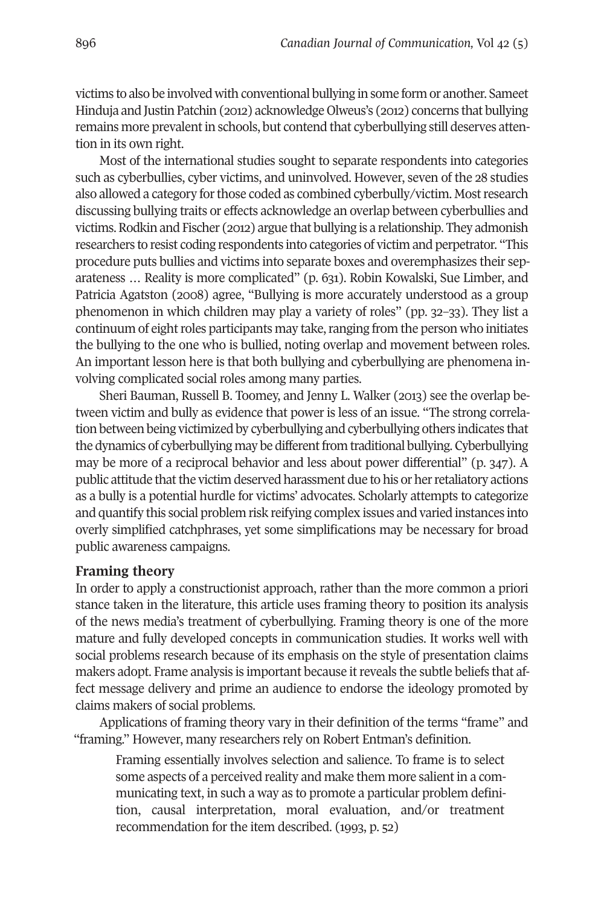victims to also be involved with conventional bullying in some form or another. Sameet Hinduja and Justin Patchin (2012) acknowledge Olweus's (2012) concerns that bullying remains more prevalent in schools, but contend that cyberbullying still deserves attention in its own right.

Most of the international studies sought to separate respondents into categories such as cyberbullies, cyber victims, and uninvolved. However, seven of the 28 studies also allowed a category for those coded as combined cyberbully/victim. Most research discussing bullying traits or effects acknowledge an overlap between cyberbullies and victims. Rodkin and Fischer (2012) argue that bullying is a relationship. They admonish researchers to resist coding respondents into categories of victim and perpetrator. "This procedure puts bullies and victims into separate boxes and overemphasizes their separateness … Reality is more complicated" (p. 631). Robin Kowalski, Sue Limber, and Patricia Agatston (2008) agree, "Bullying is more accurately understood as a group phenomenon in which children may play a variety of roles" (pp. 32–33). They list a continuum of eight roles participants may take, ranging from the person who initiates the bullying to the one who is bullied, noting overlap and movement between roles. An important lesson here is that both bullying and cyberbullying are phenomena involving complicated social roles among many parties.

Sheri Bauman, Russell B. Toomey, and Jenny L. Walker (2013) see the overlap between victim and bully as evidence that power is less of an issue. "The strong correlation between being victimized by cyberbullying and cyberbullying others indicates that the dynamics of cyberbullying may be different from traditional bullying. Cyberbullying may be more of a reciprocal behavior and less about power differential" (p. 347). A public attitude that the victim deserved harassment due to his or her retaliatory actions as a bully is a potential hurdle for victims' advocates. Scholarly attempts to categorize and quantify this social problem risk reifying complex issues and varied instances into overly simplified catchphrases, yet some simplifications may be necessary for broad public awareness campaigns.

## Framing theory

In order to apply a constructionist approach, rather than the more common a priori stance taken in the literature, this article uses framing theory to position its analysis of the news media's treatment of cyberbullying. Framing theory is one of the more mature and fully developed concepts in communication studies. It works well with social problems research because of its emphasis on the style of presentation claims makers adopt. Frame analysis is important because it reveals the subtle beliefs that affect message delivery and prime an audience to endorse the ideology promoted by claims makers of social problems.

Applications of framing theory vary in their definition of the terms "frame" and "framing." However, many researchers rely on Robert Entman's definition.

> Framing essentially involves selection and salience. To frame is to select some aspects of a perceived reality and make them more salient in a communicating text, in such a way as to promote a particular problem definition, causal interpretation, moral evaluation, and/or treatment recommendation for the item described. (1993, p. 52)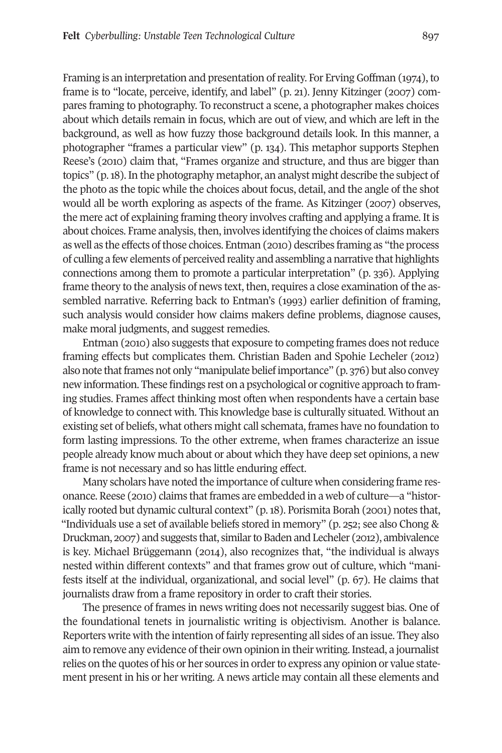Framing is an interpretation and presentation of reality. For Erving Goffman (1974), to frame is to "locate, perceive, identify, and label" (p. 21). Jenny Kitzinger (2007) compares framing to photography. To reconstruct a scene, a photographer makes choices about which details remain in focus, which are out of view, and which are left in the background, as well as how fuzzy those background details look. In this manner, a photographer "frames a particular view" (p. 134). This metaphor supports Stephen Reese's (2010) claim that, "Frames organize and structure, and thus are bigger than topics" (p. 18). In the photography metaphor, an analyst might describe the subject of the photo as the topic while the choices about focus, detail, and the angle of the shot would all be worth exploring as aspects of the frame. As Kitzinger (2007) observes, the mere act of explaining framing theory involves crafting and applying a frame. It is about choices. Frame analysis, then, involves identifying the choices of claims makers as well as the effects of those choices. Entman (2010) describes framing as "the process of culling a few elements of perceived reality and assembling a narrative that highlights connections among them to promote a particular interpretation" (p. 336). Applying frame theory to the analysis of news text, then, requires a close examination of the assembled narrative. Referring back to Entman's (1993) earlier definition of framing, such analysis would consider how claims makers define problems, diagnose causes, make moral judgments, and suggest remedies.

Entman (2010) also suggests that exposure to competing frames does not reduce framing effects but complicates them. Christian Baden and Spohie Lecheler (2012) also note that frames not only "manipulate belief importance" (p. 376) but also convey new information. These findings rest on a psychological or cognitive approach to framing studies. Frames affect thinking most often when respondents have a certain base of knowledge to connect with. This knowledge base is culturally situated. Without an existing set of beliefs, what others might call schemata, frames have no foundation to form lasting impressions. To the other extreme, when frames characterize an issue people already know much about or about which they have deep set opinions, a new frame is not necessary and so has little enduring effect.

Many scholars have noted the importance of culture when considering frame resonance. Reese (2010) claims that frames are embedded in a web of culture—a "historically rooted but dynamic cultural context" (p. 18). Porismita Borah (2001) notes that, "Individuals use a set of available beliefs stored in memory" (p. 252; see also Chong & Druckman, 2007) and suggests that, similar to Baden and Lecheler (2012), ambivalence is key. Michael Brüggemann (2014), also recognizes that, "the individual is always nested within different contexts" and that frames grow out of culture, which "manifests itself at the individual, organizational, and social level" (p. 67). He claims that journalists draw from a frame repository in order to craft their stories.

The presence of frames in news writing does not necessarily suggest bias. One of the foundational tenets in journalistic writing is objectivism. Another is balance. Reporters write with the intention of fairly representing all sides of an issue. They also aim to remove any evidence of their own opinion in their writing. Instead, a journalist relies on the quotes of his or her sources in order to express any opinion or value statement present in his or her writing. A news article may contain all these elements and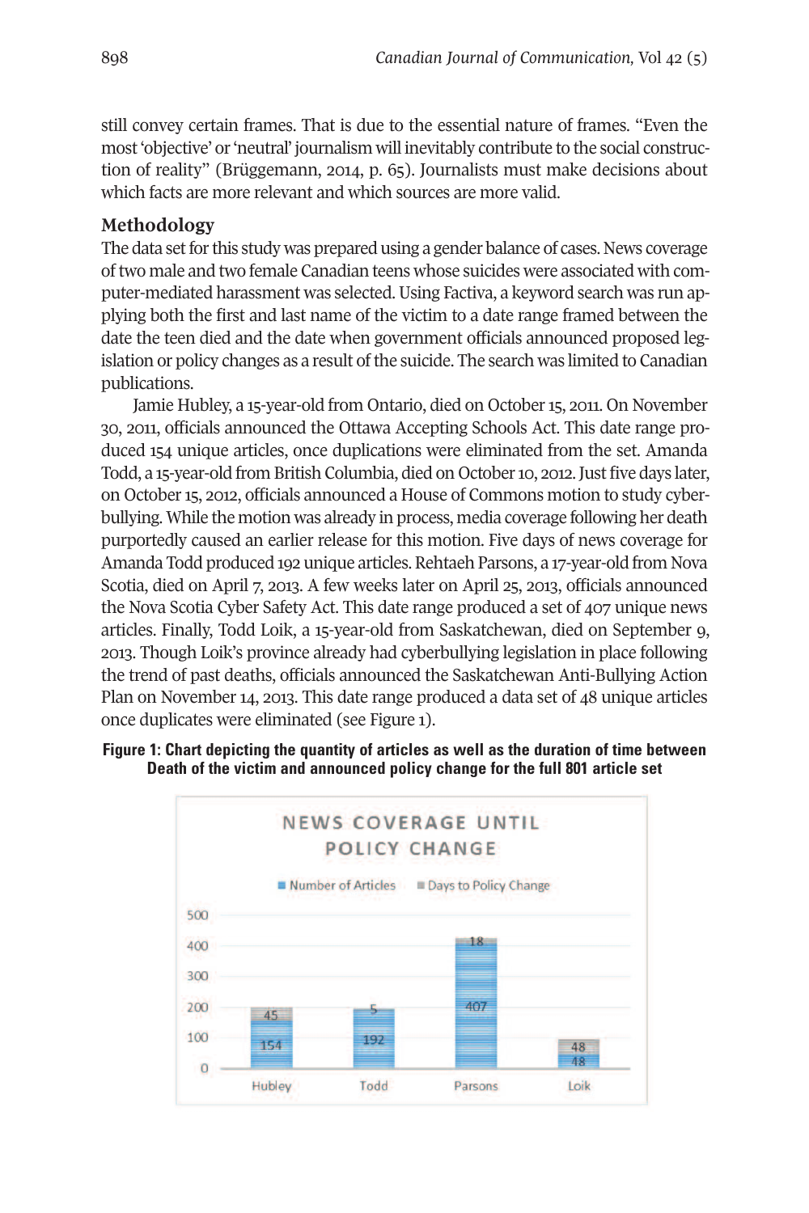still convey certain frames. That is due to the essential nature of frames. "Even the most 'objective' or 'neutral' journalism will inevitably contribute to the social construction of reality" (Brüggemann, 2014, p. 65). Journalists must make decisions about which facts are more relevant and which sources are more valid.

## Methodology

The data set for this study was prepared using a gender balance of cases. News coverage of two male and two female Canadian teens whose suicides were associated with computer-mediated harassment was selected. Using Factiva, a keyword search was run applying both the first and last name of the victim to a date range framed between the date the teen died and the date when government officials announced proposed legislation or policy changes as a result of the suicide. The search was limited to Canadian publications.

Jamie Hubley, a 15-year-old from Ontario, died on October 15, 2011. On November 30, 2011, officials announced the Ottawa Accepting Schools Act. This date range produced 154 unique articles, once duplications were eliminated from the set. Amanda Todd, a 15-year-old from British Columbia, died on October 10, 2012. Just five days later, on October 15, 2012, officials announced a House of Commons motion to study cyberbullying. While the motion was already in process, media coverage following her death purportedly caused an earlier release for this motion. Five days of news coverage for Amanda Todd produced 192 unique articles. Rehtaeh Parsons, a 17-year-old from Nova Scotia, died on April 7, 2013. A few weeks later on April 25, 2013, officials announced the Nova Scotia Cyber Safety Act. This date range produced a set of 407 unique news articles. Finally, Todd Loik, a 15-year-old from Saskatchewan, died on September 9, 2013. Though Loik's province already had cyberbullying legislation in place following the trend of past deaths, officials announced the Saskatchewan Anti-Bullying Action Plan on November 14, 2013. This date range produced a data set of 48 unique articles once duplicates were eliminated (see Figure 1).

**Figure 1: Chart depicting the quantity of articles as well as the duration of time between Death of the victim and announced policy change for the full 801 article set**

NEWS COVERAGE UNTIL POLICY CHANGE

| | Number of Articles | Days to Policy Change |
|---|---|---|
| Hubley | 154 | 45 |
| Todd | 192 | 5 |
| Parsons | 407 | 18 |
| Loik | 48 | 48 |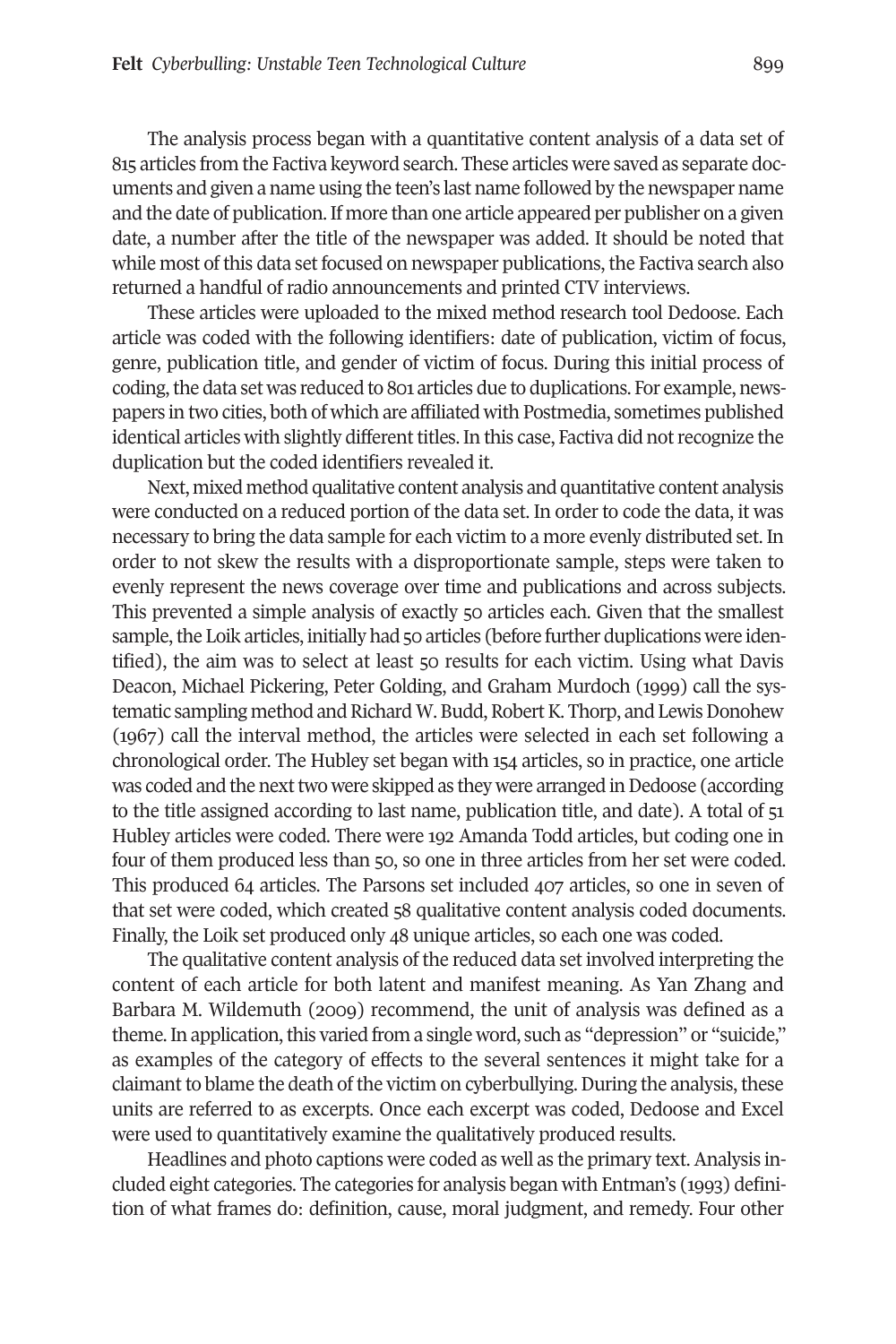The analysis process began with a quantitative content analysis of a data set of 815 articles from the Factiva keyword search. These articles were saved as separate documents and given a name using the teen's last name followed by the newspaper name and the date of publication. If more than one article appeared per publisher on a given date, a number after the title of the newspaper was added. It should be noted that while most of this data set focused on newspaper publications, the Factiva search also returned a handful of radio announcements and printed CTV interviews.

These articles were uploaded to the mixed method research tool Dedoose. Each article was coded with the following identifiers: date of publication, victim of focus, genre, publication title, and gender of victim of focus. During this initial process of coding, the data set was reduced to 801 articles due to duplications. For example, newspapers in two cities, both of which are affiliated with Postmedia, sometimes published identical articles with slightly different titles. In this case, Factiva did not recognize the duplication but the coded identifiers revealed it.

Next, mixed method qualitative content analysis and quantitative content analysis were conducted on a reduced portion of the data set. In order to code the data, it was necessary to bring the data sample for each victim to a more evenly distributed set. In order to not skew the results with a disproportionate sample, steps were taken to evenly represent the news coverage over time and publications and across subjects. This prevented a simple analysis of exactly 50 articles each. Given that the smallest sample, the Loik articles, initially had 50 articles (before further duplications were identified), the aim was to select at least 50 results for each victim. Using what Davis Deacon, Michael Pickering, Peter Golding, and Graham Murdoch (1999) call the systematic sampling method and Richard W. Budd, Robert K. Thorp, and Lewis Donohew (1967) call the interval method, the articles were selected in each set following a chronological order. The Hubley set began with 154 articles, so in practice, one article was coded and the next two were skipped as they were arranged in Dedoose (according to the title assigned according to last name, publication title, and date). A total of 51 Hubley articles were coded. There were 192 Amanda Todd articles, but coding one in four of them produced less than 50, so one in three articles from her set were coded. This produced 64 articles. The Parsons set included 407 articles, so one in seven of that set were coded, which created 58 qualitative content analysis coded documents. Finally, the Loik set produced only 48 unique articles, so each one was coded.

The qualitative content analysis of the reduced data set involved interpreting the content of each article for both latent and manifest meaning. As Yan Zhang and Barbara M. Wildemuth (2009) recommend, the unit of analysis was defined as a theme. In application, this varied from a single word, such as "depression" or "suicide," as examples of the category of effects to the several sentences it might take for a claimant to blame the death of the victim on cyberbullying. During the analysis, these units are referred to as excerpts. Once each excerpt was coded, Dedoose and Excel were used to quantitatively examine the qualitatively produced results.

Headlines and photo captions were coded as well as the primary text. Analysis included eight categories. The categories for analysis began with Entman's (1993) definition of what frames do: definition, cause, moral judgment, and remedy. Four other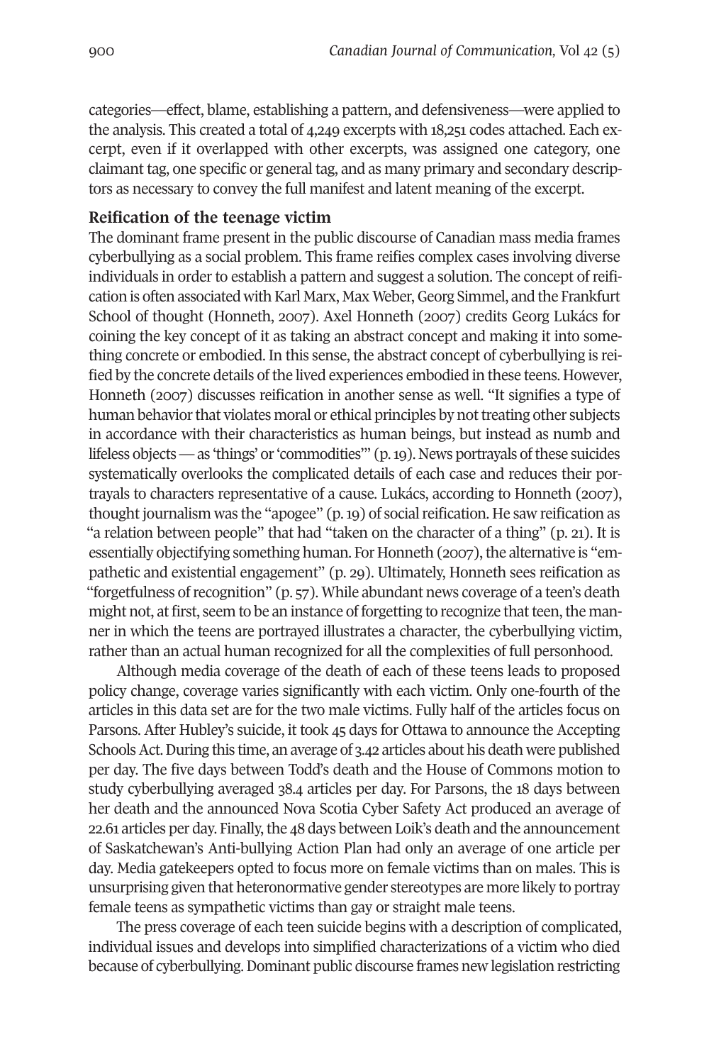categories—effect, blame, establishing a pattern, and defensiveness—were applied to the analysis. This created a total of 4,249 excerpts with 18,251 codes attached. Each excerpt, even if it overlapped with other excerpts, was assigned one category, one claimant tag, one specific or general tag, and as many primary and secondary descriptors as necessary to convey the full manifest and latent meaning of the excerpt.

## Reification of the teenage victim

The dominant frame present in the public discourse of Canadian mass media frames cyberbullying as a social problem. This frame reifies complex cases involving diverse individuals in order to establish a pattern and suggest a solution. The concept of reification is often associated with Karl Marx, Max Weber, Georg Simmel, and the Frankfurt School of thought (Honneth, 2007). Axel Honneth (2007) credits Georg Lukács for coining the key concept of it as taking an abstract concept and making it into something concrete or embodied. In this sense, the abstract concept of cyberbullying is reified by the concrete details of the lived experiences embodied in these teens. However, Honneth (2007) discusses reification in another sense as well. "It signifies a type of human behavior that violates moral or ethical principles by not treating other subjects in accordance with their characteristics as human beings, but instead as numb and lifeless objects — as 'things' or 'commodities'" (p. 19). News portrayals of these suicides systematically overlooks the complicated details of each case and reduces their portrayals to characters representative of a cause. Lukács, according to Honneth (2007), thought journalism was the "apogee" (p. 19) of social reification. He saw reification as "a relation between people" that had "taken on the character of a thing" (p. 21). It is essentially objectifying something human. For Honneth (2007), the alternative is "empathetic and existential engagement" (p. 29). Ultimately, Honneth sees reification as "forgetfulness of recognition" (p. 57). While abundant news coverage of a teen's death might not, at first, seem to be an instance of forgetting to recognize that teen, the manner in which the teens are portrayed illustrates a character, the cyberbullying victim, rather than an actual human recognized for all the complexities of full personhood.

Although media coverage of the death of each of these teens leads to proposed policy change, coverage varies significantly with each victim. Only one-fourth of the articles in this data set are for the two male victims. Fully half of the articles focus on Parsons. After Hubley's suicide, it took 45 days for Ottawa to announce the Accepting Schools Act. During this time, an average of 3.42 articles about his death were published per day. The five days between Todd's death and the House of Commons motion to study cyberbullying averaged 38.4 articles per day. For Parsons, the 18 days between her death and the announced Nova Scotia Cyber Safety Act produced an average of 22.61 articles per day. Finally, the 48 days between Loik's death and the announcement of Saskatchewan's Anti-bullying Action Plan had only an average of one article per day. Media gatekeepers opted to focus more on female victims than on males. This is unsurprising given that heteronormative gender stereotypes are more likely to portray female teens as sympathetic victims than gay or straight male teens.

The press coverage of each teen suicide begins with a description of complicated, individual issues and develops into simplified characterizations of a victim who died because of cyberbullying. Dominant public discourse frames new legislation restricting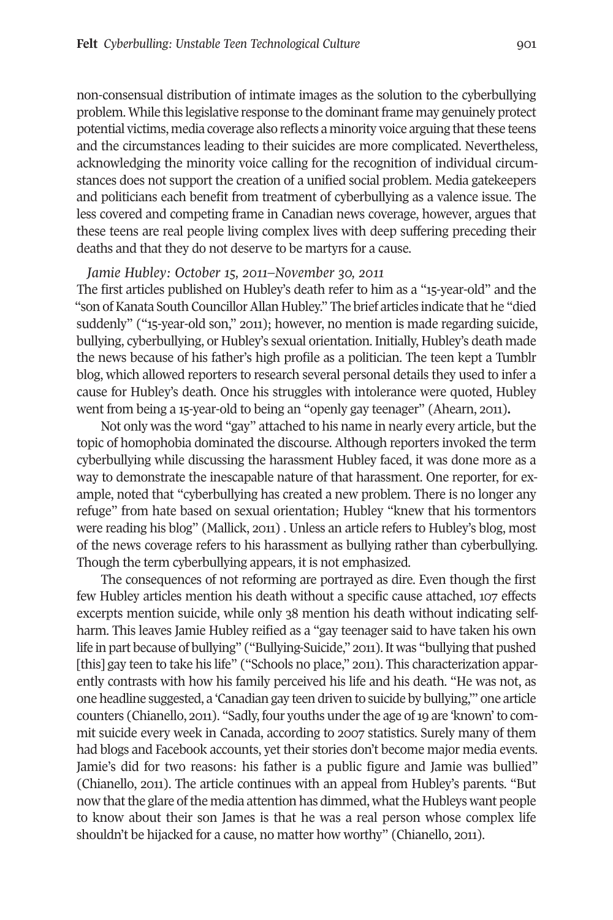non-consensual distribution of intimate images as the solution to the cyberbullying problem. While this legislative response to the dominant frame may genuinely protect potential victims, media coverage also reflects a minority voice arguing that these teens and the circumstances leading to their suicides are more complicated. Nevertheless, acknowledging the minority voice calling for the recognition of individual circumstances does not support the creation of a unified social problem. Media gatekeepers and politicians each benefit from treatment of cyberbullying as a valence issue. The less covered and competing frame in Canadian news coverage, however, argues that these teens are real people living complex lives with deep suffering preceding their deaths and that they do not deserve to be martyrs for a cause.

*Jamie Hubley: October 15, 2011–November 30, 2011*

The first articles published on Hubley's death refer to him as a "15-year-old" and the "son of Kanata South Councillor Allan Hubley." The brief articles indicate that he "died suddenly" ("15-year-old son," 2011); however, no mention is made regarding suicide, bullying, cyberbullying, or Hubley's sexual orientation. Initially, Hubley's death made the news because of his father's high profile as a politician. The teen kept a Tumblr blog, which allowed reporters to research several personal details they used to infer a cause for Hubley's death. Once his struggles with intolerance were quoted, Hubley went from being a 15-year-old to being an "openly gay teenager" (Ahearn, 2011).

Not only was the word "gay" attached to his name in nearly every article, but the topic of homophobia dominated the discourse. Although reporters invoked the term cyberbullying while discussing the harassment Hubley faced, it was done more as a way to demonstrate the inescapable nature of that harassment. One reporter, for example, noted that "cyberbullying has created a new problem. There is no longer any refuge" from hate based on sexual orientation; Hubley "knew that his tormentors were reading his blog" (Mallick, 2011) . Unless an article refers to Hubley's blog, most of the news coverage refers to his harassment as bullying rather than cyberbullying. Though the term cyberbullying appears, it is not emphasized.

The consequences of not reforming are portrayed as dire. Even though the first few Hubley articles mention his death without a specific cause attached, 107 effects excerpts mention suicide, while only 38 mention his death without indicating self-harm. This leaves Jamie Hubley reified as a "gay teenager said to have taken his own life in part because of bullying" ("Bullying-Suicide," 2011). It was "bullying that pushed [this] gay teen to take his life" ("Schools no place," 2011). This characterization apparently contrasts with how his family perceived his life and his death. "He was not, as one headline suggested, a 'Canadian gay teen driven to suicide by bullying,'" one article counters (Chianello, 2011). "Sadly, four youths under the age of 19 are 'known' to commit suicide every week in Canada, according to 2007 statistics. Surely many of them had blogs and Facebook accounts, yet their stories don't become major media events. Jamie's did for two reasons: his father is a public figure and Jamie was bullied" (Chianello, 2011). The article continues with an appeal from Hubley's parents. "But now that the glare of the media attention has dimmed, what the Hubleys want people to know about their son James is that he was a real person whose complex life shouldn't be hijacked for a cause, no matter how worthy" (Chianello, 2011).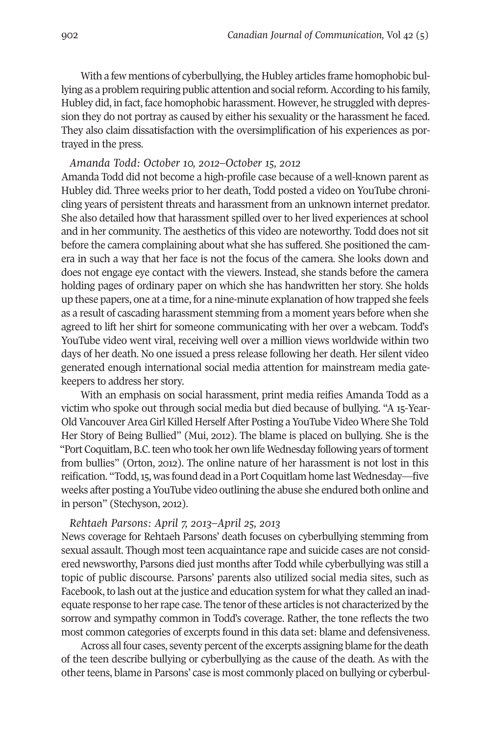With a few mentions of cyberbullying, the Hubley articles frame homophobic bullying as a problem requiring public attention and social reform. According to his family, Hubley did, in fact, face homophobic harassment. However, he struggled with depression they do not portray as caused by either his sexuality or the harassment he faced. They also claim dissatisfaction with the oversimplification of his experiences as portrayed in the press.

*Amanda Todd: October 10, 2012–October 15, 2012*

Amanda Todd did not become a high-profile case because of a well-known parent as Hubley did. Three weeks prior to her death, Todd posted a video on YouTube chronicling years of persistent threats and harassment from an unknown internet predator. She also detailed how that harassment spilled over to her lived experiences at school and in her community. The aesthetics of this video are noteworthy. Todd does not sit before the camera complaining about what she has suffered. She positioned the camera in such a way that her face is not the focus of the camera. She looks down and does not engage eye contact with the viewers. Instead, she stands before the camera holding pages of ordinary paper on which she has handwritten her story. She holds up these papers, one at a time, for a nine-minute explanation of how trapped she feels as a result of cascading harassment stemming from a moment years before when she agreed to lift her shirt for someone communicating with her over a webcam. Todd's YouTube video went viral, receiving well over a million views worldwide within two days of her death. No one issued a press release following her death. Her silent video generated enough international social media attention for mainstream media gatekeepers to address her story.

With an emphasis on social harassment, print media reifies Amanda Todd as a victim who spoke out through social media but died because of bullying. "A 15-Year-Old Vancouver Area Girl Killed Herself After Posting a YouTube Video Where She Told Her Story of Being Bullied" (Mui, 2012). The blame is placed on bullying. She is the "Port Coquitlam, B.C. teen who took her own life Wednesday following years of torment from bullies" (Orton, 2012). The online nature of her harassment is not lost in this reification. "Todd, 15, was found dead in a Port Coquitlam home last Wednesday—five weeks after posting a YouTube video outlining the abuse she endured both online and in person" (Stechyson, 2012).

*Rehtaeh Parsons: April 7, 2013–April 25, 2013*

News coverage for Rehtaeh Parsons' death focuses on cyberbullying stemming from sexual assault. Though most teen acquaintance rape and suicide cases are not considered newsworthy, Parsons died just months after Todd while cyberbullying was still a topic of public discourse. Parsons' parents also utilized social media sites, such as Facebook, to lash out at the justice and education system for what they called an inadequate response to her rape case. The tenor of these articles is not characterized by the sorrow and sympathy common in Todd's coverage. Rather, the tone reflects the two most common categories of excerpts found in this data set: blame and defensiveness.

Across all four cases, seventy percent of the excerpts assigning blame for the death of the teen describe bullying or cyberbullying as the cause of the death. As with the other teens, blame in Parsons' case is most commonly placed on bullying or cyberbul-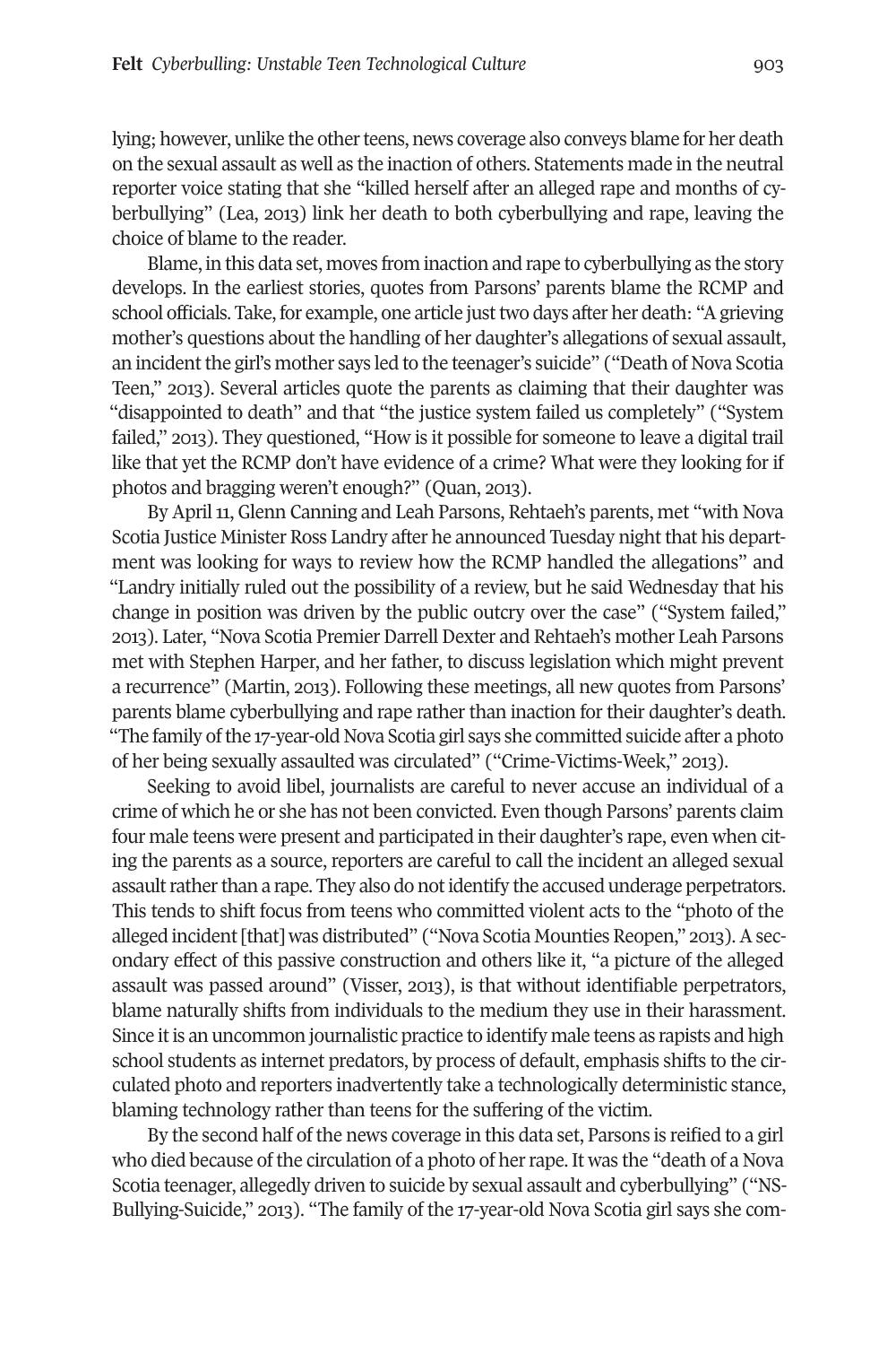lying; however, unlike the other teens, news coverage also conveys blame for her death on the sexual assault as well as the inaction of others. Statements made in the neutral reporter voice stating that she "killed herself after an alleged rape and months of cyberbullying" (Lea, 2013) link her death to both cyberbullying and rape, leaving the choice of blame to the reader.

Blame, in this data set, moves from inaction and rape to cyberbullying as the story develops. In the earliest stories, quotes from Parsons' parents blame the RCMP and school officials. Take, for example, one article just two days after her death: "A grieving mother's questions about the handling of her daughter's allegations of sexual assault, an incident the girl's mother says led to the teenager's suicide" ("Death of Nova Scotia Teen," 2013). Several articles quote the parents as claiming that their daughter was "disappointed to death" and that "the justice system failed us completely" ("System failed," 2013). They questioned, "How is it possible for someone to leave a digital trail like that yet the RCMP don't have evidence of a crime? What were they looking for if photos and bragging weren't enough?" (Quan, 2013).

By April 11, Glenn Canning and Leah Parsons, Rehtaeh's parents, met "with Nova Scotia Justice Minister Ross Landry after he announced Tuesday night that his department was looking for ways to review how the RCMP handled the allegations" and "Landry initially ruled out the possibility of a review, but he said Wednesday that his change in position was driven by the public outcry over the case" ("System failed," 2013). Later, "Nova Scotia Premier Darrell Dexter and Rehtaeh's mother Leah Parsons met with Stephen Harper, and her father, to discuss legislation which might prevent a recurrence" (Martin, 2013). Following these meetings, all new quotes from Parsons' parents blame cyberbullying and rape rather than inaction for their daughter's death. "The family of the 17-year-old Nova Scotia girl says she committed suicide after a photo of her being sexually assaulted was circulated" ("Crime-Victims-Week," 2013).

Seeking to avoid libel, journalists are careful to never accuse an individual of a crime of which he or she has not been convicted. Even though Parsons' parents claim four male teens were present and participated in their daughter's rape, even when citing the parents as a source, reporters are careful to call the incident an alleged sexual assault rather than a rape. They also do not identify the accused underage perpetrators. This tends to shift focus from teens who committed violent acts to the "photo of the alleged incident [that] was distributed" ("Nova Scotia Mounties Reopen," 2013). A secondary effect of this passive construction and others like it, "a picture of the alleged assault was passed around" (Visser, 2013), is that without identifiable perpetrators, blame naturally shifts from individuals to the medium they use in their harassment. Since it is an uncommon journalistic practice to identify male teens as rapists and high school students as internet predators, by process of default, emphasis shifts to the circulated photo and reporters inadvertently take a technologically deterministic stance, blaming technology rather than teens for the suffering of the victim.

By the second half of the news coverage in this data set, Parsons is reified to a girl who died because of the circulation of a photo of her rape. It was the "death of a Nova Scotia teenager, allegedly driven to suicide by sexual assault and cyberbullying" ("NS-Bullying-Suicide," 2013). "The family of the 17-year-old Nova Scotia girl says she com-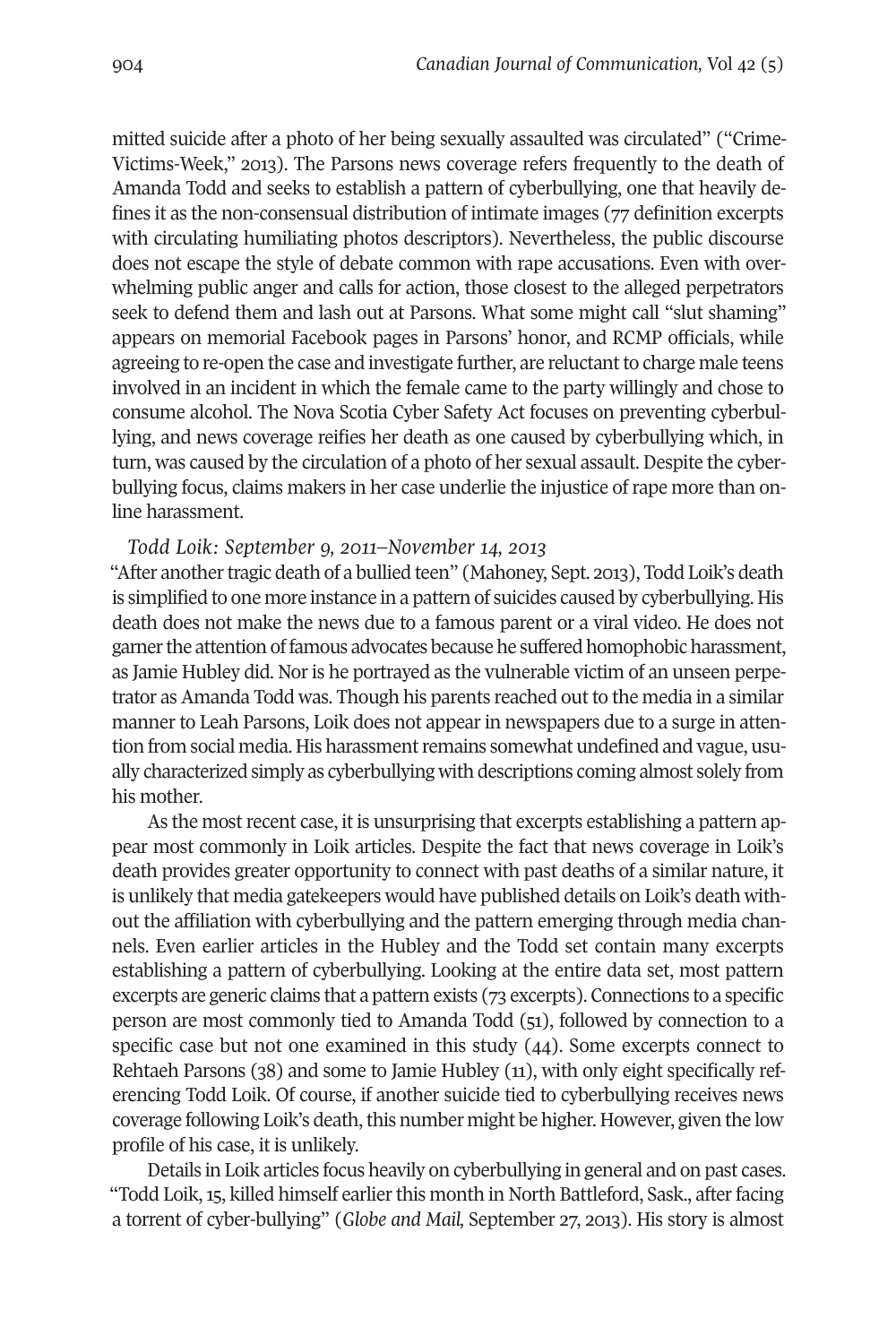mitted suicide after a photo of her being sexually assaulted was circulated" ("Crime-Victims-Week," 2013). The Parsons news coverage refers frequently to the death of Amanda Todd and seeks to establish a pattern of cyberbullying, one that heavily defines it as the non-consensual distribution of intimate images (77 definition excerpts with circulating humiliating photos descriptors). Nevertheless, the public discourse does not escape the style of debate common with rape accusations. Even with overwhelming public anger and calls for action, those closest to the alleged perpetrators seek to defend them and lash out at Parsons. What some might call "slut shaming" appears on memorial Facebook pages in Parsons' honor, and RCMP officials, while agreeing to re-open the case and investigate further, are reluctant to charge male teens involved in an incident in which the female came to the party willingly and chose to consume alcohol. The Nova Scotia Cyber Safety Act focuses on preventing cyberbullying, and news coverage reifies her death as one caused by cyberbullying which, in turn, was caused by the circulation of a photo of her sexual assault. Despite the cyberbullying focus, claims makers in her case underlie the injustice of rape more than online harassment.

*Todd Loik: September 9, 2011–November 14, 2013*

"After another tragic death of a bullied teen" (Mahoney, Sept. 2013), Todd Loik's death is simplified to one more instance in a pattern of suicides caused by cyberbullying. His death does not make the news due to a famous parent or a viral video. He does not garner the attention of famous advocates because he suffered homophobic harassment, as Jamie Hubley did. Nor is he portrayed as the vulnerable victim of an unseen perpetrator as Amanda Todd was. Though his parents reached out to the media in a similar manner to Leah Parsons, Loik does not appear in newspapers due to a surge in attention from social media. His harassment remains somewhat undefined and vague, usually characterized simply as cyberbullying with descriptions coming almost solely from his mother.

As the most recent case, it is unsurprising that excerpts establishing a pattern appear most commonly in Loik articles. Despite the fact that news coverage in Loik's death provides greater opportunity to connect with past deaths of a similar nature, it is unlikely that media gatekeepers would have published details on Loik's death without the affiliation with cyberbullying and the pattern emerging through media channels. Even earlier articles in the Hubley and the Todd set contain many excerpts establishing a pattern of cyberbullying. Looking at the entire data set, most pattern excerpts are generic claims that a pattern exists (73 excerpts). Connections to a specific person are most commonly tied to Amanda Todd (51), followed by connection to a specific case but not one examined in this study (44). Some excerpts connect to Rehtaeh Parsons (38) and some to Jamie Hubley (11), with only eight specifically referencing Todd Loik. Of course, if another suicide tied to cyberbullying receives news coverage following Loik's death, this number might be higher. However, given the low profile of his case, it is unlikely.

Details in Loik articles focus heavily on cyberbullying in general and on past cases. "Todd Loik, 15, killed himself earlier this month in North Battleford, Sask., after facing a torrent of cyber-bullying" (*Globe and Mail,* September 27, 2013). His story is almost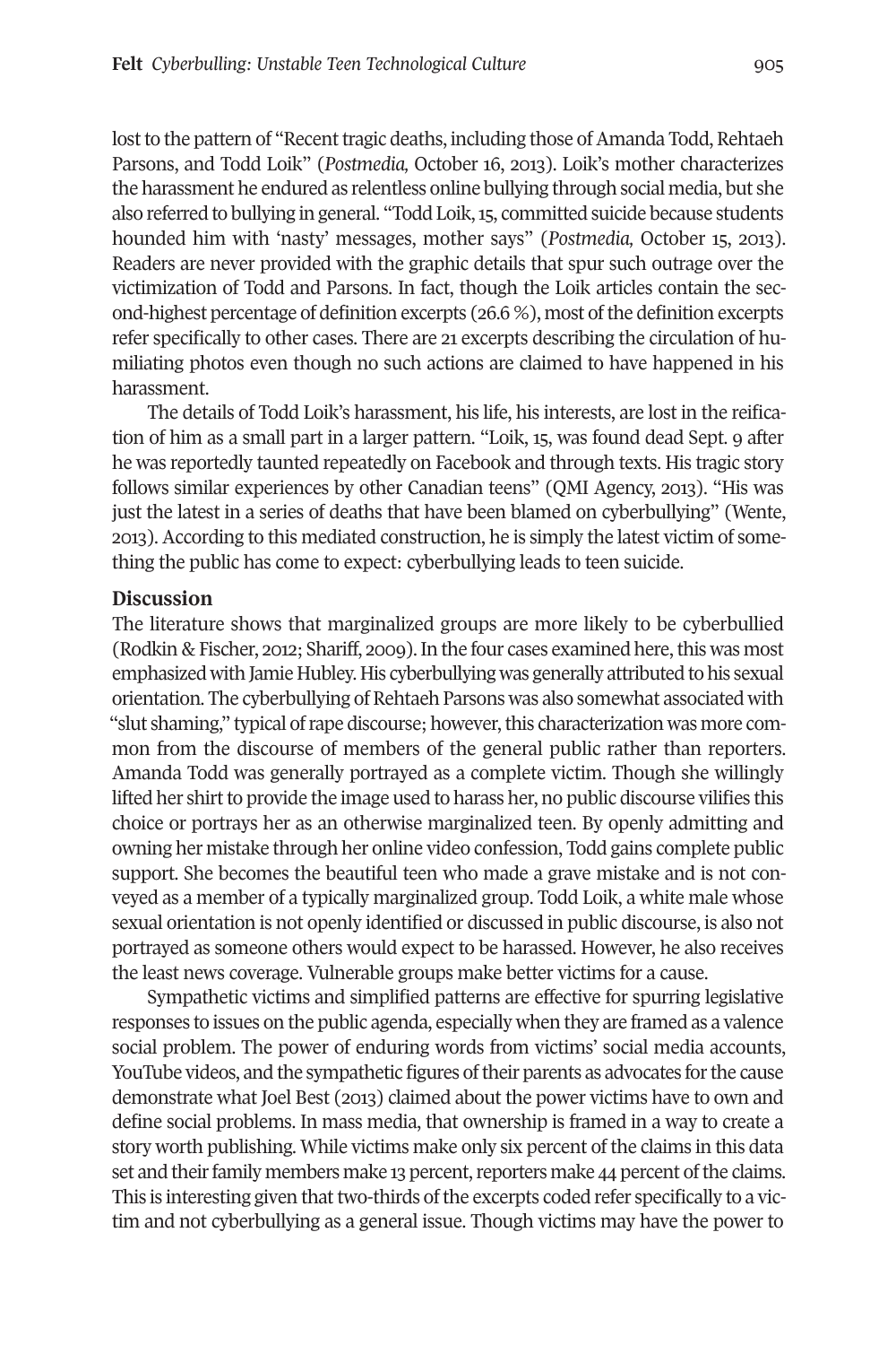lost to the pattern of "Recent tragic deaths, including those of Amanda Todd, Rehtaeh Parsons, and Todd Loik" (*Postmedia,* October 16, 2013). Loik's mother characterizes the harassment he endured as relentless online bullying through social media, but she also referred to bullying in general. "Todd Loik, 15, committed suicide because students hounded him with 'nasty' messages, mother says" (*Postmedia,* October 15, 2013). Readers are never provided with the graphic details that spur such outrage over the victimization of Todd and Parsons. In fact, though the Loik articles contain the second-highest percentage of definition excerpts (26.6 %), most of the definition excerpts refer specifically to other cases. There are 21 excerpts describing the circulation of humiliating photos even though no such actions are claimed to have happened in his harassment.

The details of Todd Loik's harassment, his life, his interests, are lost in the reification of him as a small part in a larger pattern. "Loik, 15, was found dead Sept. 9 after he was reportedly taunted repeatedly on Facebook and through texts. His tragic story follows similar experiences by other Canadian teens" (QMI Agency, 2013). "His was just the latest in a series of deaths that have been blamed on cyberbullying" (Wente, 2013). According to this mediated construction, he is simply the latest victim of something the public has come to expect: cyberbullying leads to teen suicide.

## Discussion

The literature shows that marginalized groups are more likely to be cyberbullied (Rodkin & Fischer, 2012; Shariff, 2009). In the four cases examined here, this was most emphasized with Jamie Hubley. His cyberbullying was generally attributed to his sexual orientation. The cyberbullying of Rehtaeh Parsons was also somewhat associated with "slut shaming," typical of rape discourse; however, this characterization was more common from the discourse of members of the general public rather than reporters. Amanda Todd was generally portrayed as a complete victim. Though she willingly lifted her shirt to provide the image used to harass her, no public discourse vilifies this choice or portrays her as an otherwise marginalized teen. By openly admitting and owning her mistake through her online video confession, Todd gains complete public support. She becomes the beautiful teen who made a grave mistake and is not conveyed as a member of a typically marginalized group. Todd Loik, a white male whose sexual orientation is not openly identified or discussed in public discourse, is also not portrayed as someone others would expect to be harassed. However, he also receives the least news coverage. Vulnerable groups make better victims for a cause.

Sympathetic victims and simplified patterns are effective for spurring legislative responses to issues on the public agenda, especially when they are framed as a valence social problem. The power of enduring words from victims' social media accounts, YouTube videos, and the sympathetic figures of their parents as advocates for the cause demonstrate what Joel Best (2013) claimed about the power victims have to own and define social problems. In mass media, that ownership is framed in a way to create a story worth publishing. While victims make only six percent of the claims in this data set and their family members make 13 percent, reporters make 44 percent of the claims. This is interesting given that two-thirds of the excerpts coded refer specifically to a victim and not cyberbullying as a general issue. Though victims may have the power to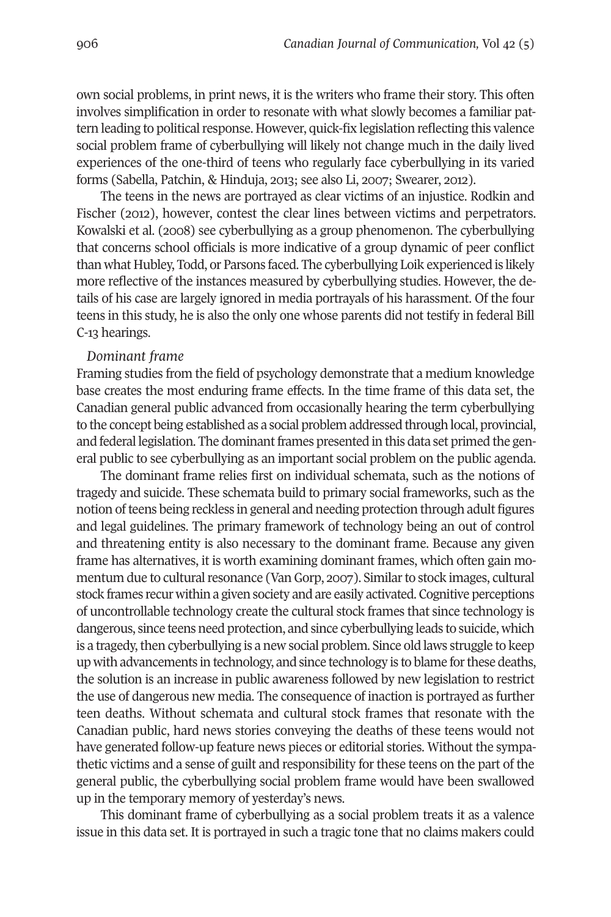own social problems, in print news, it is the writers who frame their story. This often involves simplification in order to resonate with what slowly becomes a familiar pattern leading to political response. However, quick-fix legislation reflecting this valence social problem frame of cyberbullying will likely not change much in the daily lived experiences of the one-third of teens who regularly face cyberbullying in its varied forms (Sabella, Patchin, & Hinduja, 2013; see also Li, 2007; Swearer, 2012).

The teens in the news are portrayed as clear victims of an injustice. Rodkin and Fischer (2012), however, contest the clear lines between victims and perpetrators. Kowalski et al. (2008) see cyberbullying as a group phenomenon. The cyberbullying that concerns school officials is more indicative of a group dynamic of peer conflict than what Hubley, Todd, or Parsons faced. The cyberbullying Loik experienced is likely more reflective of the instances measured by cyberbullying studies. However, the details of his case are largely ignored in media portrayals of his harassment. Of the four teens in this study, he is also the only one whose parents did not testify in federal Bill C-13 hearings.

*Dominant frame*

Framing studies from the field of psychology demonstrate that a medium knowledge base creates the most enduring frame effects. In the time frame of this data set, the Canadian general public advanced from occasionally hearing the term cyberbullying to the concept being established as a social problem addressed through local, provincial, and federal legislation. The dominant frames presented in this data set primed the general public to see cyberbullying as an important social problem on the public agenda.

The dominant frame relies first on individual schemata, such as the notions of tragedy and suicide. These schemata build to primary social frameworks, such as the notion of teens being reckless in general and needing protection through adult figures and legal guidelines. The primary framework of technology being an out of control and threatening entity is also necessary to the dominant frame. Because any given frame has alternatives, it is worth examining dominant frames, which often gain momentum due to cultural resonance (Van Gorp, 2007). Similar to stock images, cultural stock frames recur within a given society and are easily activated. Cognitive perceptions of uncontrollable technology create the cultural stock frames that since technology is dangerous, since teens need protection, and since cyberbullying leads to suicide, which is a tragedy, then cyberbullying is a new social problem. Since old laws struggle to keep up with advancements in technology, and since technology is to blame for these deaths, the solution is an increase in public awareness followed by new legislation to restrict the use of dangerous new media. The consequence of inaction is portrayed as further teen deaths. Without schemata and cultural stock frames that resonate with the Canadian public, hard news stories conveying the deaths of these teens would not have generated follow-up feature news pieces or editorial stories. Without the sympathetic victims and a sense of guilt and responsibility for these teens on the part of the general public, the cyberbullying social problem frame would have been swallowed up in the temporary memory of yesterday's news.

This dominant frame of cyberbullying as a social problem treats it as a valence issue in this data set. It is portrayed in such a tragic tone that no claims makers could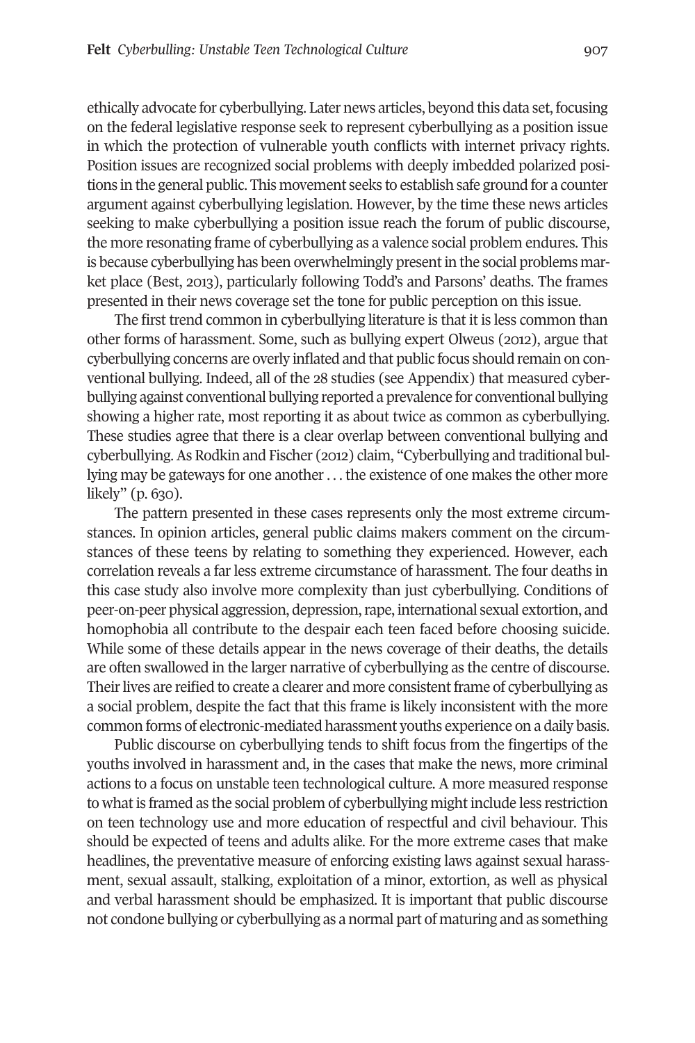ethically advocate for cyberbullying. Later news articles, beyond this data set, focusing on the federal legislative response seek to represent cyberbullying as a position issue in which the protection of vulnerable youth conflicts with internet privacy rights. Position issues are recognized social problems with deeply imbedded polarized positions in the general public. This movement seeks to establish safe ground for a counter argument against cyberbullying legislation. However, by the time these news articles seeking to make cyberbullying a position issue reach the forum of public discourse, the more resonating frame of cyberbullying as a valence social problem endures. This is because cyberbullying has been overwhelmingly present in the social problems market place (Best, 2013), particularly following Todd's and Parsons' deaths. The frames presented in their news coverage set the tone for public perception on this issue.

The first trend common in cyberbullying literature is that it is less common than other forms of harassment. Some, such as bullying expert Olweus (2012), argue that cyberbullying concerns are overly inflated and that public focus should remain on conventional bullying. Indeed, all of the 28 studies (see Appendix) that measured cyberbullying against conventional bullying reported a prevalence for conventional bullying showing a higher rate, most reporting it as about twice as common as cyberbullying. These studies agree that there is a clear overlap between conventional bullying and cyberbullying. As Rodkin and Fischer (2012) claim, "Cyberbullying and traditional bullying may be gateways for one another . . . the existence of one makes the other more likely" (p. 630).

The pattern presented in these cases represents only the most extreme circumstances. In opinion articles, general public claims makers comment on the circumstances of these teens by relating to something they experienced. However, each correlation reveals a far less extreme circumstance of harassment. The four deaths in this case study also involve more complexity than just cyberbullying. Conditions of peer-on-peer physical aggression, depression, rape, international sexual extortion, and homophobia all contribute to the despair each teen faced before choosing suicide. While some of these details appear in the news coverage of their deaths, the details are often swallowed in the larger narrative of cyberbullying as the centre of discourse. Their lives are reified to create a clearer and more consistent frame of cyberbullying as a social problem, despite the fact that this frame is likely inconsistent with the more common forms of electronic-mediated harassment youths experience on a daily basis.

Public discourse on cyberbullying tends to shift focus from the fingertips of the youths involved in harassment and, in the cases that make the news, more criminal actions to a focus on unstable teen technological culture. A more measured response to what is framed as the social problem of cyberbullying might include less restriction on teen technology use and more education of respectful and civil behaviour. This should be expected of teens and adults alike. For the more extreme cases that make headlines, the preventative measure of enforcing existing laws against sexual harassment, sexual assault, stalking, exploitation of a minor, extortion, as well as physical and verbal harassment should be emphasized. It is important that public discourse not condone bullying or cyberbullying as a normal part of maturing and as something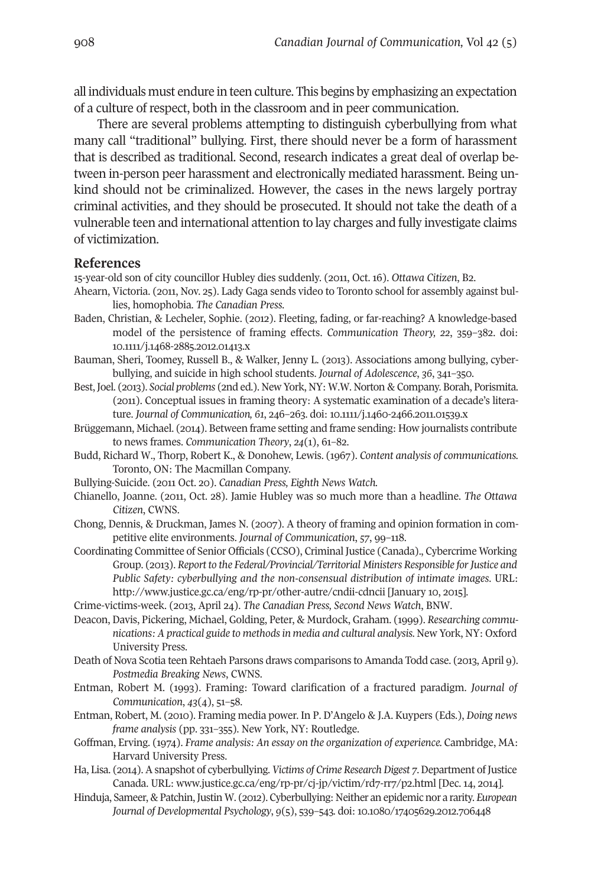all individuals must endure in teen culture. This begins by emphasizing an expectation of a culture of respect, both in the classroom and in peer communication.

There are several problems attempting to distinguish cyberbullying from what many call "traditional" bullying. First, there should never be a form of harassment that is described as traditional. Second, research indicates a great deal of overlap between in-person peer harassment and electronically mediated harassment. Being unkind should not be criminalized. However, the cases in the news largely portray criminal activities, and they should be prosecuted. It should not take the death of a vulnerable teen and international attention to lay charges and fully investigate claims of victimization.

## References

15-year-old son of city councillor Hubley dies suddenly. (2011, Oct. 16). *Ottawa Citizen*, B2.

Ahearn, Victoria. (2011, Nov. 25). Lady Gaga sends video to Toronto school for assembly against bullies, homophobia. *The Canadian Press.*

Baden, Christian, & Lecheler, Sophie. (2012). Fleeting, fading, or far-reaching? A knowledge-based model of the persistence of framing effects. *Communication Theory, 22*, 359–382. doi: 10.1111/j.1468-2885.2012.01413.x

Bauman, Sheri, Toomey, Russell B., & Walker, Jenny L. (2013). Associations among bullying, cyberbullying, and suicide in high school students. *Journal of Adolescence*, *36*, 341–350.

Best, Joel. (2013). *Social problems* (2nd ed.). New York, NY: W.W. Norton & Company. Borah, Porismita. (2011). Conceptual issues in framing theory: A systematic examination of a decade's literature. *Journal of Communication, 61*, 246–263. doi: 10.1111/j.1460-2466.2011.01539.x

Brüggemann, Michael. (2014). Between frame setting and frame sending: How journalists contribute to news frames. *Communication Theory*, *24*(1), 61–82.

Budd, Richard W., Thorp, Robert K., & Donohew, Lewis. (1967). *Content analysis of communications.* Toronto, ON: The Macmillan Company.

Bullying-Suicide. (2011 Oct. 20). *Canadian Press, Eighth News Watch.*

Chianello, Joanne. (2011, Oct. 28). Jamie Hubley was so much more than a headline. *The Ottawa Citizen*, CWNS.

Chong, Dennis, & Druckman, James N. (2007). A theory of framing and opinion formation in competitive elite environments. *Journal of Communication*, 57, 99–118.

Coordinating Committee of Senior Officials (CCSO), Criminal Justice (Canada)., Cybercrime Working Group. (2013). *Report to the Federal/Provincial/Territorial Ministers Responsible for Justice and Public Safety: cyberbullying and the non-consensual distribution of intimate images*. URL: http://www.justice.gc.ca/eng/rp-pr/other-autre/cndii-cdncii [January 10, 2015].

Crime-victims-week. (2013, April 24). *The Canadian Press, Second News Watch*, BNW.

Deacon, Davis, Pickering, Michael, Golding, Peter, & Murdock, Graham. (1999). *Researching communications: A practical guide to methods in media and cultural analysis.* New York, NY: Oxford University Press.

Death of Nova Scotia teen Rehtaeh Parsons draws comparisons to Amanda Todd case. (2013, April 9). *Postmedia Breaking News*, CWNS.

Entman, Robert M. (1993). Framing: Toward clarification of a fractured paradigm. *Journal of Communication*, *43*(4), 51–58.

Entman, Robert, M. (2010). Framing media power. In P. D'Angelo & J.A. Kuypers (Eds.), *Doing news frame analysis* (pp. 331–355). New York, NY: Routledge.

Goffman, Erving. (1974). *Frame analysis: An essay on the organization of experience.* Cambridge, MA: Harvard University Press.

Ha, Lisa. (2014). A snapshot of cyberbullying. *Victims of Crime Research Digest 7*. Department of Justice Canada. URL: www.justice.gc.ca/eng/rp-pr/cj-jp/victim/rd7-rr7/p2.html [Dec. 14, 2014].

Hinduja, Sameer, & Patchin, Justin W. (2012). Cyberbullying: Neither an epidemic nor a rarity. *European Journal of Developmental Psychology*, *9*(5), 539–543. doi: 10.1080/17405629.2012.706448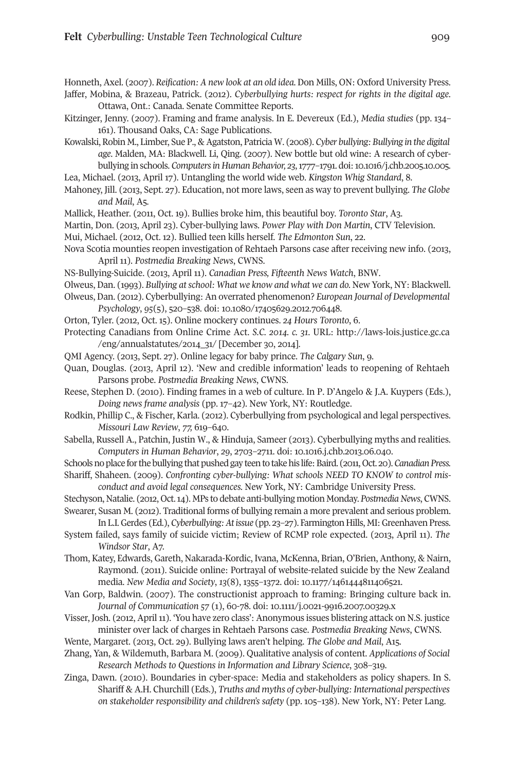Honneth, Axel. (2007). *Reification: A new look at an old idea.* Don Mills, ON: Oxford University Press.

Jaffer, Mobina, & Brazeau, Patrick. (2012). *Cyberbullying hurts: respect for rights in the digital age.* Ottawa, Ont.: Canada. Senate Committee Reports.

Kitzinger, Jenny. (2007). Framing and frame analysis. In E. Devereux (Ed.), *Media studies* (pp. 134–161). Thousand Oaks, CA: Sage Publications.

Kowalski, Robin M., Limber, Sue P., & Agatston, Patricia W. (2008). *Cyber bullying: Bullying in the digital age.* Malden, MA: Blackwell. Li, Qing. (2007). New bottle but old wine: A research of cyberbullying in schools. *Computers in Human Behavior, 23*, 1777–1791. doi: 10.1016/j.chb.2005.10.005.

Lea, Michael. (2013, April 17). Untangling the world wide web. *Kingston Whig Standard*, 8.

Mahoney, Jill. (2013, Sept. 27). Education, not more laws, seen as way to prevent bullying. *The Globe and Mail*, A5.

Mallick, Heather. (2011, Oct. 19). Bullies broke him, this beautiful boy. *Toronto Star*, A3.

Martin, Don. (2013, April 23). Cyber-bullying laws. *Power Play with Don Martin*, CTV Television.

Mui, Michael. (2012, Oct. 12). Bullied teen kills herself. *The Edmonton Sun*, 22.

Nova Scotia mounties reopen investigation of Rehtaeh Parsons case after receiving new info. (2013, April 11). *Postmedia Breaking News*, CWNS.

NS-Bullying-Suicide. (2013, April 11). *Canadian Press, Fifteenth News Watch*, BNW.

Olweus, Dan. (1993). *Bullying at school: What we know and what we can do.* New York, NY: Blackwell.

Olweus, Dan. (2012). Cyberbullying: An overrated phenomenon? *European Journal of Developmental Psychology*, *95*(5), 520–538. doi: 10.1080/17405629.2012.706448.

Orton, Tyler. (2012, Oct. 15). Online mockery continues. *24 Hours Toronto*, 6.

Protecting Canadians from Online Crime Act. *S.C. 2014. c. 31.* URL: http://laws-lois.justice.gc.ca/eng/annualstatutes/2014_31/ [December 30, 2014].

QMI Agency. (2013, Sept. 27). Online legacy for baby prince. *The Calgary Sun*, 9.

Quan, Douglas. (2013, April 12). 'New and credible information' leads to reopening of Rehtaeh Parsons probe. *Postmedia Breaking News*, CWNS.

Reese, Stephen D. (2010). Finding frames in a web of culture. In P. D'Angelo & J.A. Kuypers (Eds.), *Doing news frame analysis* (pp. 17–42). New York, NY: Routledge.

Rodkin, Phillip C., & Fischer, Karla. (2012). Cyberbullying from psychological and legal perspectives. *Missouri Law Review*, *77*, 619–640.

Sabella, Russell A., Patchin, Justin W., & Hinduja, Sameer (2013). Cyberbullying myths and realities. *Computers in Human Behavior*, *29*, 2703–2711. doi: 10.1016.j.chb.2013.06.040.

Schools no place for the bullying that pushed gay teen to take his life: Baird. (2011, Oct. 20). *Canadian Press.*

Shariff, Shaheen. (2009). *Confronting cyber-bullying: What schools NEED TO KNOW to control misconduct and avoid legal consequences.* New York, NY: Cambridge University Press.

Stechyson, Natalie. (2012, Oct. 14). MPs to debate anti-bullying motion Monday. *Postmedia News*, CWNS.

Swearer, Susan M. (2012). Traditional forms of bullying remain a more prevalent and serious problem. In L.I. Gerdes (Ed.), *Cyberbullying: At issue* (pp. 23–27). Farmington Hills, MI: Greenhaven Press.

System failed, says family of suicide victim; Review of RCMP role expected. (2013, April 11). *The Windsor Star*, A7.

Thom, Katey, Edwards, Gareth, Nakarada-Kordic, Ivana, McKenna, Brian, O'Brien, Anthony, & Nairn, Raymond. (2011). Suicide online: Portrayal of website-related suicide by the New Zealand media. *New Media and Society*, *13*(8), 1355–1372. doi: 10.1177/1461444811406521.

Van Gorp, Baldwin. (2007). The constructionist approach to framing: Bringing culture back in. *Journal of Communication 57* (1), 60-78. doi: 10.1111/j.0021-9916.2007.00329.x

Visser, Josh. (2012, April 11). 'You have zero class': Anonymous issues blistering attack on N.S. justice minister over lack of charges in Rehtaeh Parsons case. *Postmedia Breaking News*, CWNS.

Wente, Margaret. (2013, Oct. 29). Bullying laws aren't helping. *The Globe and Mail*, A15.

Zhang, Yan, & Wildemuth, Barbara M. (2009). Qualitative analysis of content. *Applications of Social Research Methods to Questions in Information and Library Science*, 308–319.

Zinga, Dawn. (2010). Boundaries in cyber-space: Media and stakeholders as policy shapers. In S. Shariff & A.H. Churchill (Eds.), *Truths and myths of cyber-bullying: International perspectives on stakeholder responsibility and children's safety* (pp. 105–138). New York, NY: Peter Lang.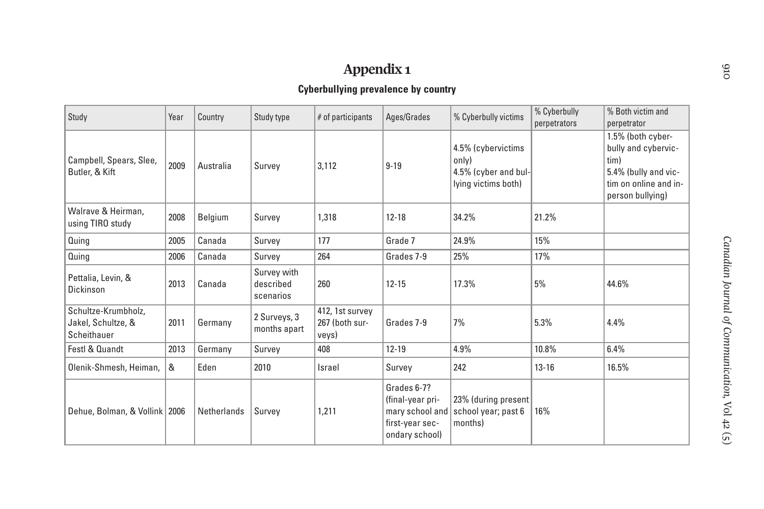# Appendix 1

## Cyberbullying prevalence by country

| Study | Year | Country | Study type | # of participants | Ages/Grades | % Cyberbully victims | % Cyberbully perpetrators | % Both victim and perpetrator |
|---|---|---|---|---|---|---|---|---|
| Campbell, Spears, Slee, Butler, & Kift | 2009 | Australia | Survey | 3,112 | 9-19 | 4.5% (cybervictims only) 4.5% (cyber and bullying victims both) | | 1.5% (both cyberbully and cybervictim) 5.4% (bully and victim on online and in-person bullying) |
| Walrave & Heirman, using TIRO study | 2008 | Belgium | Survey | 1,318 | 12-18 | 34.2% | 21.2% | |
| Quing | 2005 | Canada | Survey | 177 | Grade 7 | 24.9% | 15% | |
| Quing | 2006 | Canada | Survey | 264 | Grades 7-9 | 25% | 17% | |
| Pettalia, Levin, & Dickinson | 2013 | Canada | Survey with described scenarios | 260 | 12-15 | 17.3% | 5% | 44.6% |
| Schultze-Krumbholz, Jakel, Schultze, & Scheithauer | 2011 | Germany | 2 Surveys, 3 months apart | 412, 1st survey 267 (both surveys) | Grades 7-9 | 7% | 5.3% | 4.4% |
| Festl & Quandt | 2013 | Germany | Survey | 408 | 12-19 | 4.9% | 10.8% | 6.4% |
| Olenik-Shmesh, Heiman, | & | Eden | 2010 | Israel | Survey | 242 | 13-16 | 16.5% |
| Dehue, Bolman, & Vollink | 2006 | Netherlands | Survey | 1,211 | Grades 6-7? (final-year primary school and first-year secondary school) | 23% (during present school year; past 6 months) | 16% | |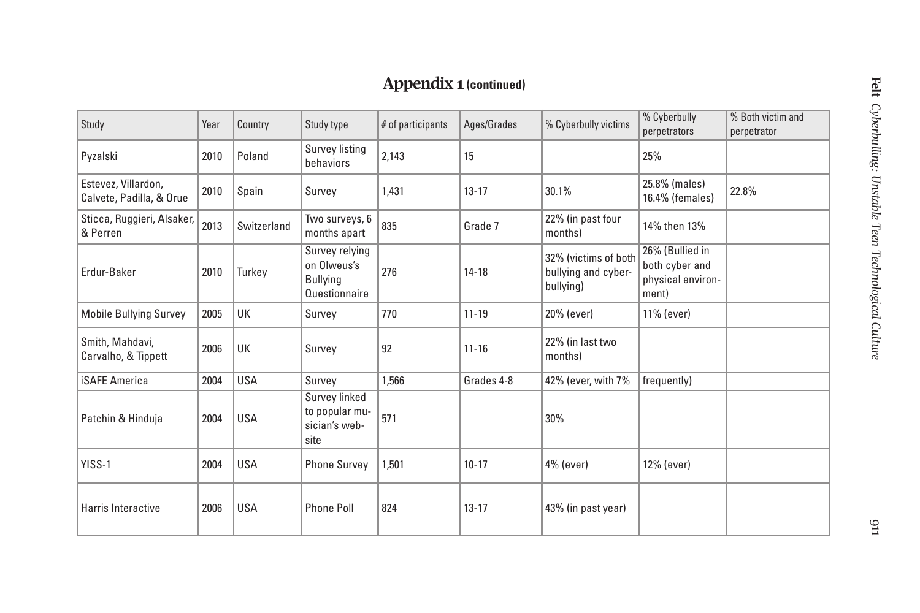## Appendix 1 (continued)

| Study | Year | Country | Study type | # of participants | Ages/Grades | % Cyberbully victims | % Cyberbully perpetrators | % Both victim and perpetrator |
|---|---|---|---|---|---|---|---|---|
| Pyzalski | 2010 | Poland | Survey listing behaviors | 2,143 | 15 | | 25% | |
| Estevez, Villardon, Calvete, Padilla, & Orue | 2010 | Spain | Survey | 1,431 | 13-17 | 30.1% | 25.8% (males) 16.4% (females) | 22.8% |
| Sticca, Ruggieri, Alsaker, & Perren | 2013 | Switzerland | Two surveys, 6 months apart | 835 | Grade 7 | 22% (in past four months) | 14% then 13% | |
| Erdur-Baker | 2010 | Turkey | Survey relying on Olweus's Bullying Questionnaire | 276 | 14-18 | 32% (victims of both bullying and cyber-bullying) | 26% (Bullied in both cyber and physical environ-ment) | |
| Mobile Bullying Survey | 2005 | UK | Survey | 770 | 11-19 | 20% (ever) | 11% (ever) | |
| Smith, Mahdavi, Carvalho, & Tippett | 2006 | UK | Survey | 92 | 11-16 | 22% (in last two months) | | |
| iSAFE America | 2004 | USA | Survey | 1,566 | Grades 4-8 | 42% (ever, with 7% | frequently) | |
| Patchin & Hinduja | 2004 | USA | Survey linked to popular mu-sician's web-site | 571 | | 30% | | |
| YISS-1 | 2004 | USA | Phone Survey | 1,501 | 10-17 | 4% (ever) | 12% (ever) | |
| Harris Interactive | 2006 | USA | Phone Poll | 824 | 13-17 | 43% (in past year) | | |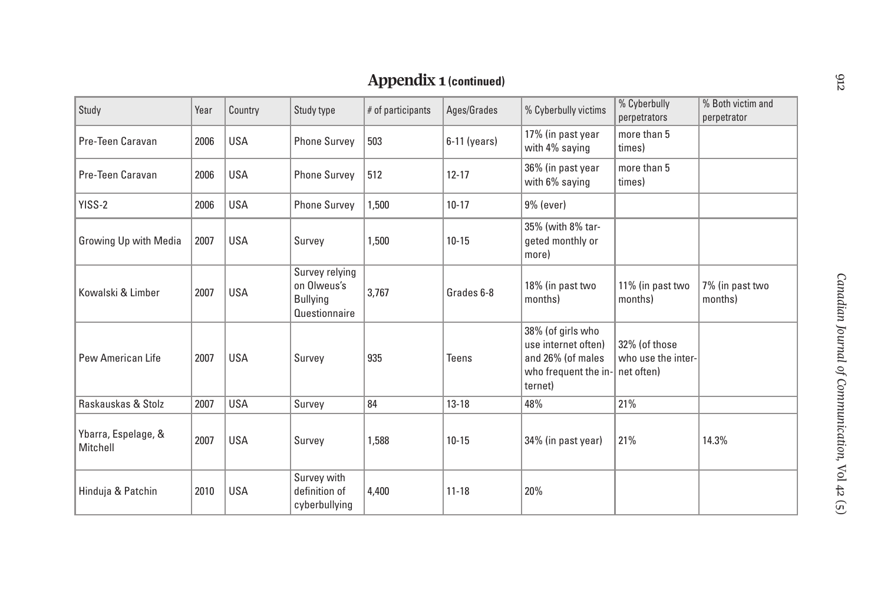## Appendix 1 (continued)

| Study | Year | Country | Study type | # of participants | Ages/Grades | % Cyberbully victims | % Cyberbully perpetrators | % Both victim and perpetrator |
|---|---|---|---|---|---|---|---|---|
| Pre-Teen Caravan | 2006 | USA | Phone Survey | 503 | 6-11 (years) | 17% (in past year with 4% saying | more than 5 times) | |
| Pre-Teen Caravan | 2006 | USA | Phone Survey | 512 | 12-17 | 36% (in past year with 6% saying | more than 5 times) | |
| YISS-2 | 2006 | USA | Phone Survey | 1,500 | 10-17 | 9% (ever) | | |
| Growing Up with Media | 2007 | USA | Survey | 1,500 | 10-15 | 35% (with 8% targeted monthly or more) | | |
| Kowalski & Limber | 2007 | USA | Survey relying on Olweus's Bullying Questionnaire | 3,767 | Grades 6-8 | 18% (in past two months) | 11% (in past two months) | 7% (in past two months) |
| Pew American Life | 2007 | USA | Survey | 935 | Teens | 38% (of girls who use internet often) and 26% (of males who frequent the internet) | 32% (of those who use the internet often) | |
| Raskauskas & Stolz | 2007 | USA | Survey | 84 | 13-18 | 48% | 21% | |
| Ybarra, Espelage, & Mitchell | 2007 | USA | Survey | 1,588 | 10-15 | 34% (in past year) | 21% | 14.3% |
| Hinduja & Patchin | 2010 | USA | Survey with definition of cyberbullying | 4,400 | 11-18 | 20% | | |